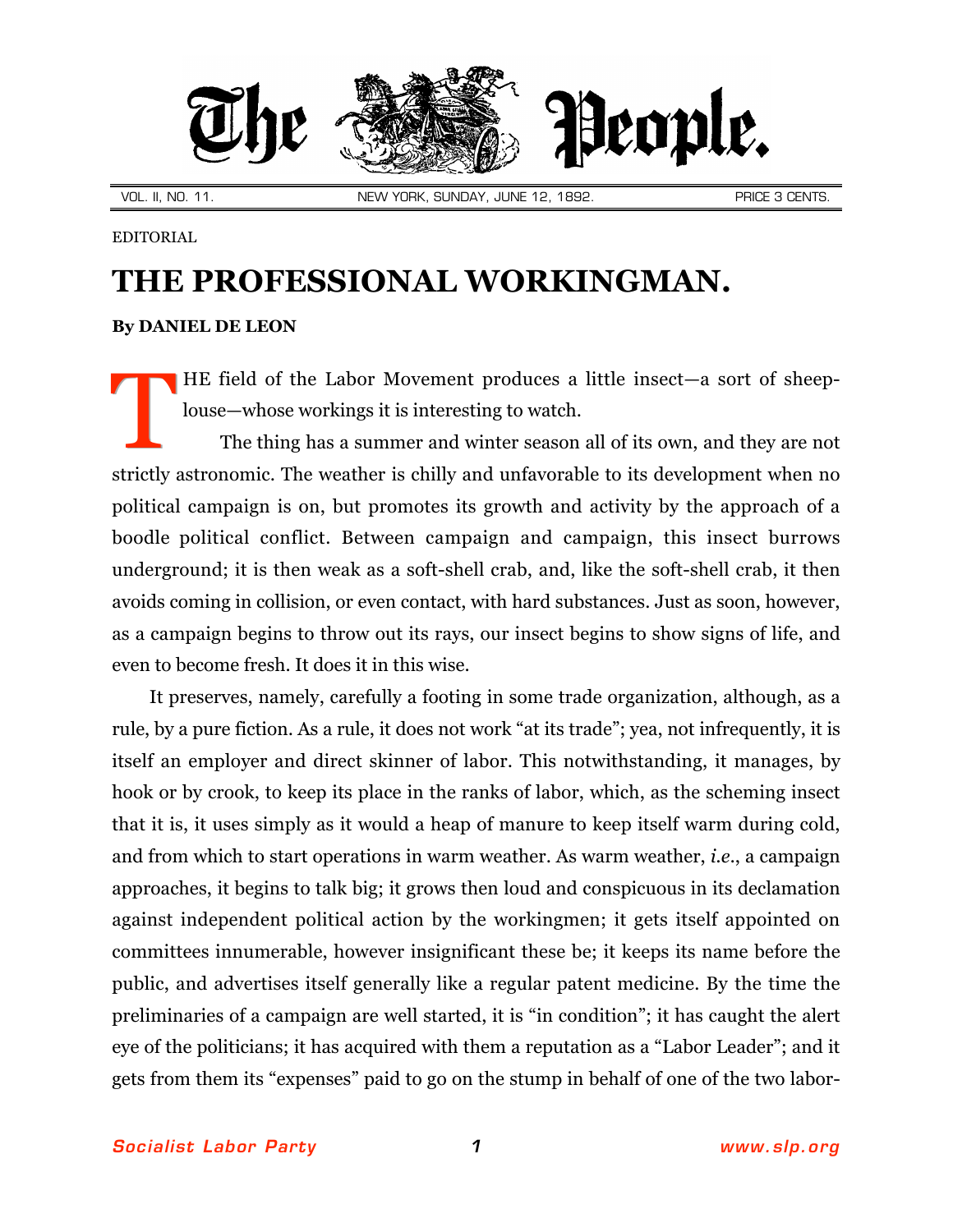The People.

VOL. II, NO. 11. NEW YORK, SUNDAY, JUNE 12, 1892. PRICE 3 CENTS.

EDITORIAL

# THE PROFESSIONAL WORKINGMAN.

**By DANIEL DE LEON**

THE field of the Labor Movement produces a little insect—a sort of sheep-louse—whose workings it is interesting to watch.

The thing has a summer and winter season all of its own, and they are not strictly astronomic. The weather is chilly and unfavorable to its development when no political campaign is on, but promotes its growth and activity by the approach of a boodle political conflict. Between campaign and campaign, this insect burrows underground; it is then weak as a soft-shell crab, and, like the soft-shell crab, it then avoids coming in collision, or even contact, with hard substances. Just as soon, however, as a campaign begins to throw out its rays, our insect begins to show signs of life, and even to become fresh. It does it in this wise.

It preserves, namely, carefully a footing in some trade organization, although, as a rule, by a pure fiction. As a rule, it does not work "at its trade"; yea, not infrequently, it is itself an employer and direct skinner of labor. This notwithstanding, it manages, by hook or by crook, to keep its place in the ranks of labor, which, as the scheming insect that it is, it uses simply as it would a heap of manure to keep itself warm during cold, and from which to start operations in warm weather. As warm weather, *i.e.*, a campaign approaches, it begins to talk big; it grows then loud and conspicuous in its declamation against independent political action by the workingmen; it gets itself appointed on committees innumerable, however insignificant these be; it keeps its name before the public, and advertises itself generally like a regular patent medicine. By the time the preliminaries of a campaign are well started, it is "in condition"; it has caught the alert eye of the politicians; it has acquired with them a reputation as a "Labor Leader"; and it gets from them its "expenses" paid to go on the stump in behalf of one of the two labor-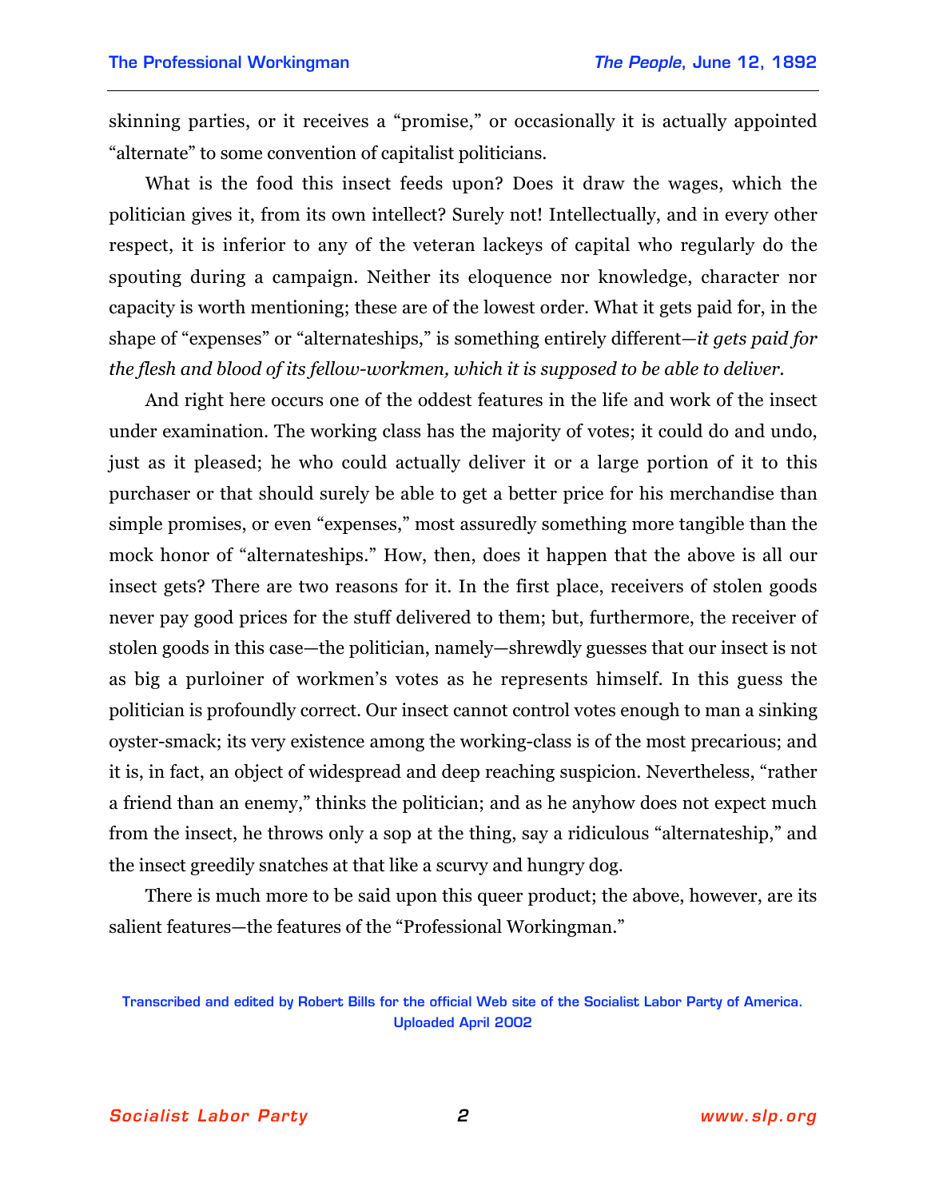skinning parties, or it receives a "promise," or occasionally it is actually appointed "alternate" to some convention of capitalist politicians.

What is the food this insect feeds upon? Does it draw the wages, which the politician gives it, from its own intellect? Surely not! Intellectually, and in every other respect, it is inferior to any of the veteran lackeys of capital who regularly do the spouting during a campaign. Neither its eloquence nor knowledge, character nor capacity is worth mentioning; these are of the lowest order. What it gets paid for, in the shape of "expenses" or "alternateships," is something entirely different—*it gets paid for the flesh and blood of its fellow-workmen, which it is supposed to be able to deliver.*

And right here occurs one of the oddest features in the life and work of the insect under examination. The working class has the majority of votes; it could do and undo, just as it pleased; he who could actually deliver it or a large portion of it to this purchaser or that should surely be able to get a better price for his merchandise than simple promises, or even "expenses," most assuredly something more tangible than the mock honor of "alternateships." How, then, does it happen that the above is all our insect gets? There are two reasons for it. In the first place, receivers of stolen goods never pay good prices for the stuff delivered to them; but, furthermore, the receiver of stolen goods in this case—the politician, namely—shrewdly guesses that our insect is not as big a purloiner of workmen's votes as he represents himself. In this guess the politician is profoundly correct. Our insect cannot control votes enough to man a sinking oyster-smack; its very existence among the working-class is of the most precarious; and it is, in fact, an object of widespread and deep reaching suspicion. Nevertheless, "rather a friend than an enemy," thinks the politician; and as he anyhow does not expect much from the insect, he throws only a sop at the thing, say a ridiculous "alternateship," and the insect greedily snatches at that like a scurvy and hungry dog.

There is much more to be said upon this queer product; the above, however, are its salient features—the features of the "Professional Workingman."

Transcribed and edited by Robert Bills for the official Web site of the Socialist Labor Party of America.
Uploaded April 2002